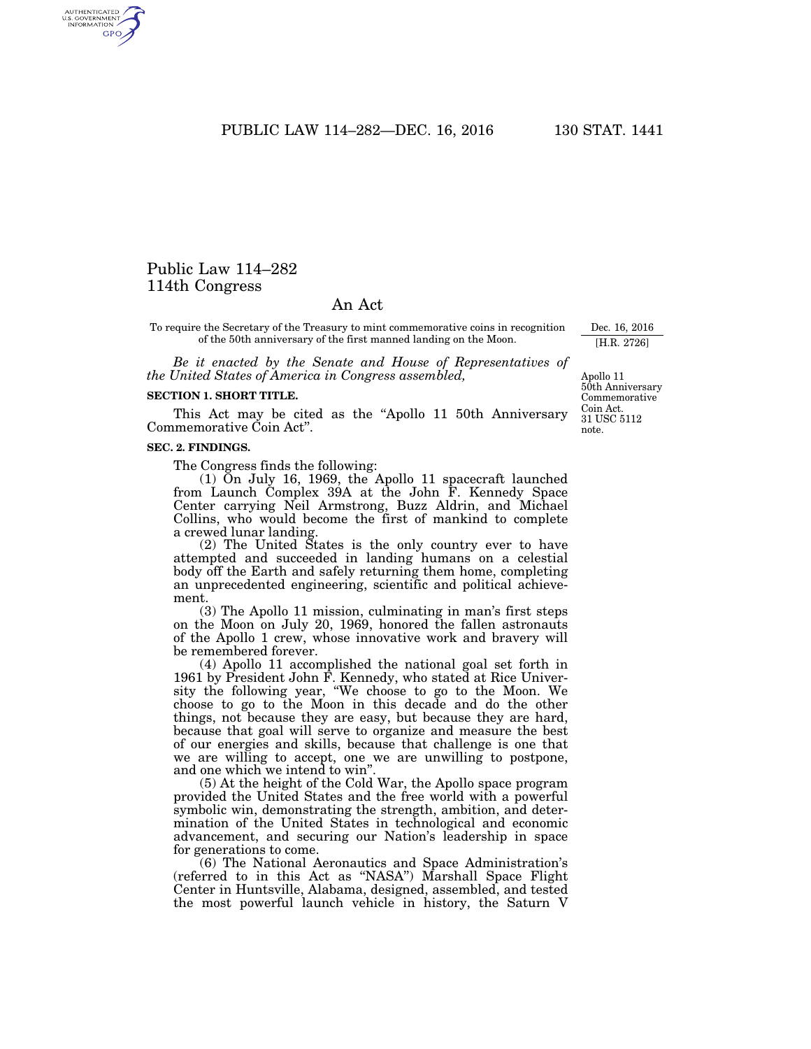# Public Law 114–282
# 114th Congress

## An Act

To require the Secretary of the Treasury to mint commemorative coins in recognition of the 50th anniversary of the first manned landing on the Moon.

Dec. 16, 2016
[H.R. 2726]

*Be it enacted by the Senate and House of Representatives of the United States of America in Congress assembled,*

Apollo 11 50th Anniversary Commemorative Coin Act.
31 USC 5112 note.

**SECTION 1. SHORT TITLE.**

This Act may be cited as the "Apollo 11 50th Anniversary Commemorative Coin Act".

**SEC. 2. FINDINGS.**

The Congress finds the following:

(1) On July 16, 1969, the Apollo 11 spacecraft launched from Launch Complex 39A at the John F. Kennedy Space Center carrying Neil Armstrong, Buzz Aldrin, and Michael Collins, who would become the first of mankind to complete a crewed lunar landing.

(2) The United States is the only country ever to have attempted and succeeded in landing humans on a celestial body off the Earth and safely returning them home, completing an unprecedented engineering, scientific and political achievement.

(3) The Apollo 11 mission, culminating in man's first steps on the Moon on July 20, 1969, honored the fallen astronauts of the Apollo 1 crew, whose innovative work and bravery will be remembered forever.

(4) Apollo 11 accomplished the national goal set forth in 1961 by President John F. Kennedy, who stated at Rice University the following year, "We choose to go to the Moon. We choose to go to the Moon in this decade and do the other things, not because they are easy, but because they are hard, because that goal will serve to organize and measure the best of our energies and skills, because that challenge is one that we are willing to accept, one we are unwilling to postpone, and one which we intend to win".

(5) At the height of the Cold War, the Apollo space program provided the United States and the free world with a powerful symbolic win, demonstrating the strength, ambition, and determination of the United States in technological and economic advancement, and securing our Nation's leadership in space for generations to come.

(6) The National Aeronautics and Space Administration's (referred to in this Act as "NASA") Marshall Space Flight Center in Huntsville, Alabama, designed, assembled, and tested the most powerful launch vehicle in history, the Saturn V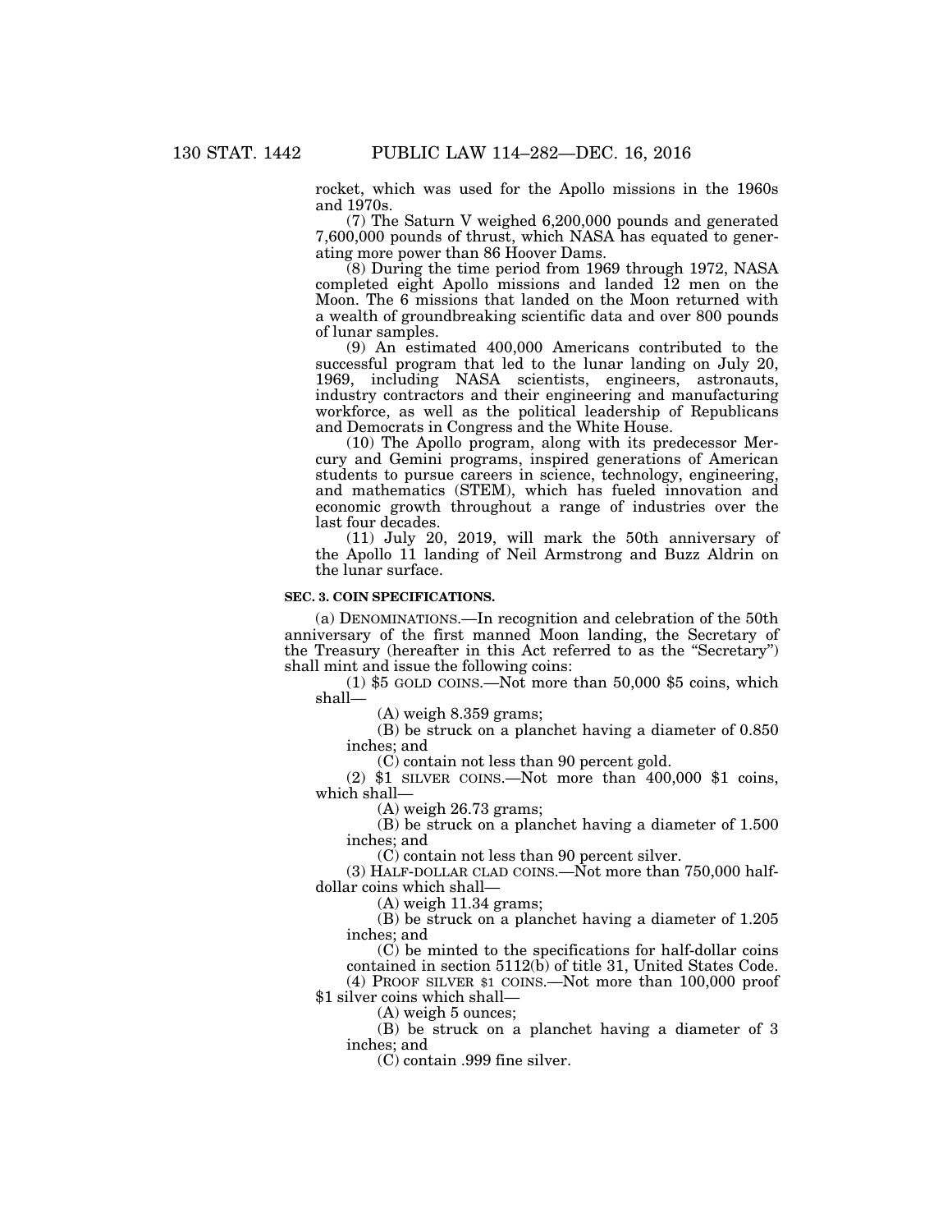rocket, which was used for the Apollo missions in the 1960s and 1970s.

(7) The Saturn V weighed 6,200,000 pounds and generated 7,600,000 pounds of thrust, which NASA has equated to generating more power than 86 Hoover Dams.

(8) During the time period from 1969 through 1972, NASA completed eight Apollo missions and landed 12 men on the Moon. The 6 missions that landed on the Moon returned with a wealth of groundbreaking scientific data and over 800 pounds of lunar samples.

(9) An estimated 400,000 Americans contributed to the successful program that led to the lunar landing on July 20, 1969, including NASA scientists, engineers, astronauts, industry contractors and their engineering and manufacturing workforce, as well as the political leadership of Republicans and Democrats in Congress and the White House.

(10) The Apollo program, along with its predecessor Mercury and Gemini programs, inspired generations of American students to pursue careers in science, technology, engineering, and mathematics (STEM), which has fueled innovation and economic growth throughout a range of industries over the last four decades.

(11) July 20, 2019, will mark the 50th anniversary of the Apollo 11 landing of Neil Armstrong and Buzz Aldrin on the lunar surface.

### SEC. 3. COIN SPECIFICATIONS.

(a) DENOMINATIONS.—In recognition and celebration of the 50th anniversary of the first manned Moon landing, the Secretary of the Treasury (hereafter in this Act referred to as the "Secretary") shall mint and issue the following coins:

(1) $5 GOLD COINS.—Not more than 50,000 $5 coins, which shall—

(A) weigh 8.359 grams;

(B) be struck on a planchet having a diameter of 0.850 inches; and

(C) contain not less than 90 percent gold.

(2) $1 SILVER COINS.—Not more than 400,000 $1 coins, which shall—

(A) weigh 26.73 grams;

(B) be struck on a planchet having a diameter of 1.500 inches; and

(C) contain not less than 90 percent silver.

(3) HALF-DOLLAR CLAD COINS.—Not more than 750,000 half-dollar coins which shall—

(A) weigh 11.34 grams;

(B) be struck on a planchet having a diameter of 1.205 inches; and

(C) be minted to the specifications for half-dollar coins contained in section 5112(b) of title 31, United States Code.

(4) PROOF SILVER $1 COINS.—Not more than 100,000 proof $1 silver coins which shall—

(A) weigh 5 ounces;

(B) be struck on a planchet having a diameter of 3 inches; and

(C) contain .999 fine silver.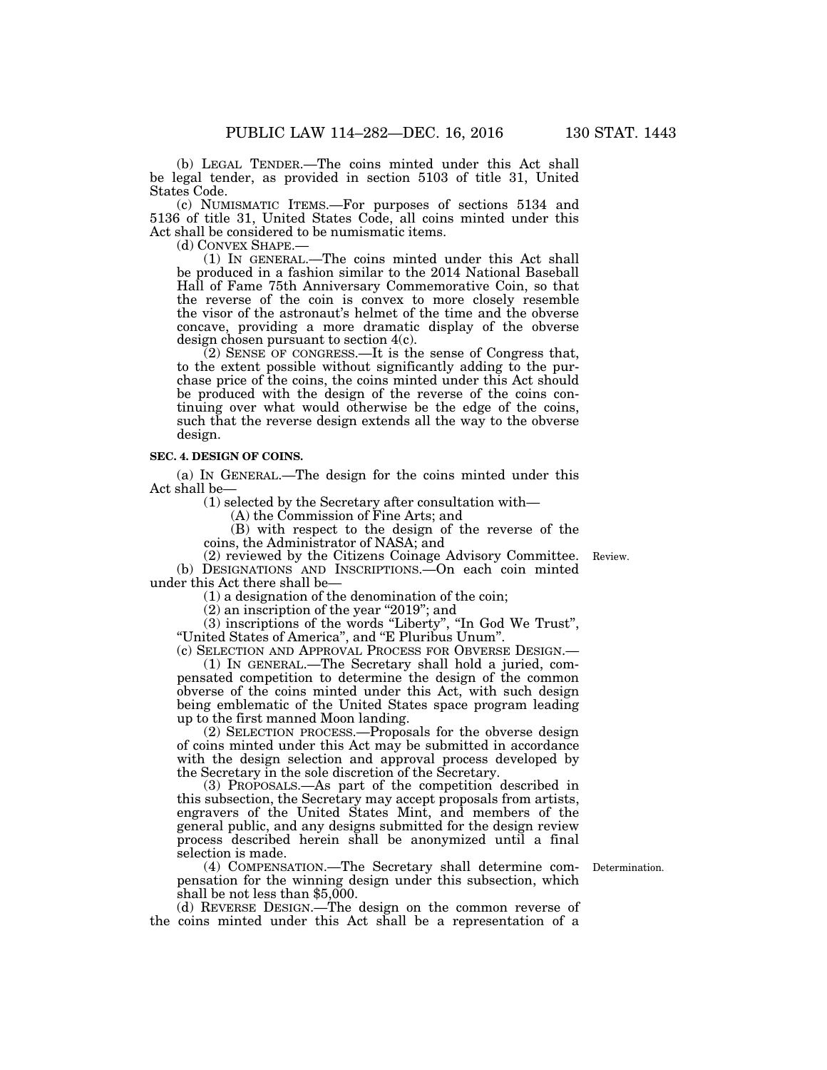(b) LEGAL TENDER.—The coins minted under this Act shall be legal tender, as provided in section 5103 of title 31, United States Code.

(c) NUMISMATIC ITEMS.—For purposes of sections 5134 and 5136 of title 31, United States Code, all coins minted under this Act shall be considered to be numismatic items.

(d) CONVEX SHAPE.—

(1) IN GENERAL.—The coins minted under this Act shall be produced in a fashion similar to the 2014 National Baseball Hall of Fame 75th Anniversary Commemorative Coin, so that the reverse of the coin is convex to more closely resemble the visor of the astronaut's helmet of the time and the obverse concave, providing a more dramatic display of the obverse design chosen pursuant to section 4(c).

(2) SENSE OF CONGRESS.—It is the sense of Congress that, to the extent possible without significantly adding to the purchase price of the coins, the coins minted under this Act should be produced with the design of the reverse of the coins continuing over what would otherwise be the edge of the coins, such that the reverse design extends all the way to the obverse design.

**SEC. 4. DESIGN OF COINS.**

(a) IN GENERAL.—The design for the coins minted under this Act shall be—

(1) selected by the Secretary after consultation with—

(A) the Commission of Fine Arts; and

(B) with respect to the design of the reverse of the coins, the Administrator of NASA; and

(2) reviewed by the Citizens Coinage Advisory Committee.

Review.

(b) DESIGNATIONS AND INSCRIPTIONS.—On each coin minted under this Act there shall be—

(1) a designation of the denomination of the coin;

(2) an inscription of the year "2019"; and

(3) inscriptions of the words "Liberty", "In God We Trust", "United States of America", and "E Pluribus Unum".

(c) SELECTION AND APPROVAL PROCESS FOR OBVERSE DESIGN.—

(1) IN GENERAL.—The Secretary shall hold a juried, compensated competition to determine the design of the common obverse of the coins minted under this Act, with such design being emblematic of the United States space program leading up to the first manned Moon landing.

(2) SELECTION PROCESS.—Proposals for the obverse design of coins minted under this Act may be submitted in accordance with the design selection and approval process developed by the Secretary in the sole discretion of the Secretary.

(3) PROPOSALS.—As part of the competition described in this subsection, the Secretary may accept proposals from artists, engravers of the United States Mint, and members of the general public, and any designs submitted for the design review process described herein shall be anonymized until a final selection is made.

(4) COMPENSATION.—The Secretary shall determine compensation for the winning design under this subsection, which shall be not less than $5,000.

Determination.

(d) REVERSE DESIGN.—The design on the common reverse of the coins minted under this Act shall be a representation of a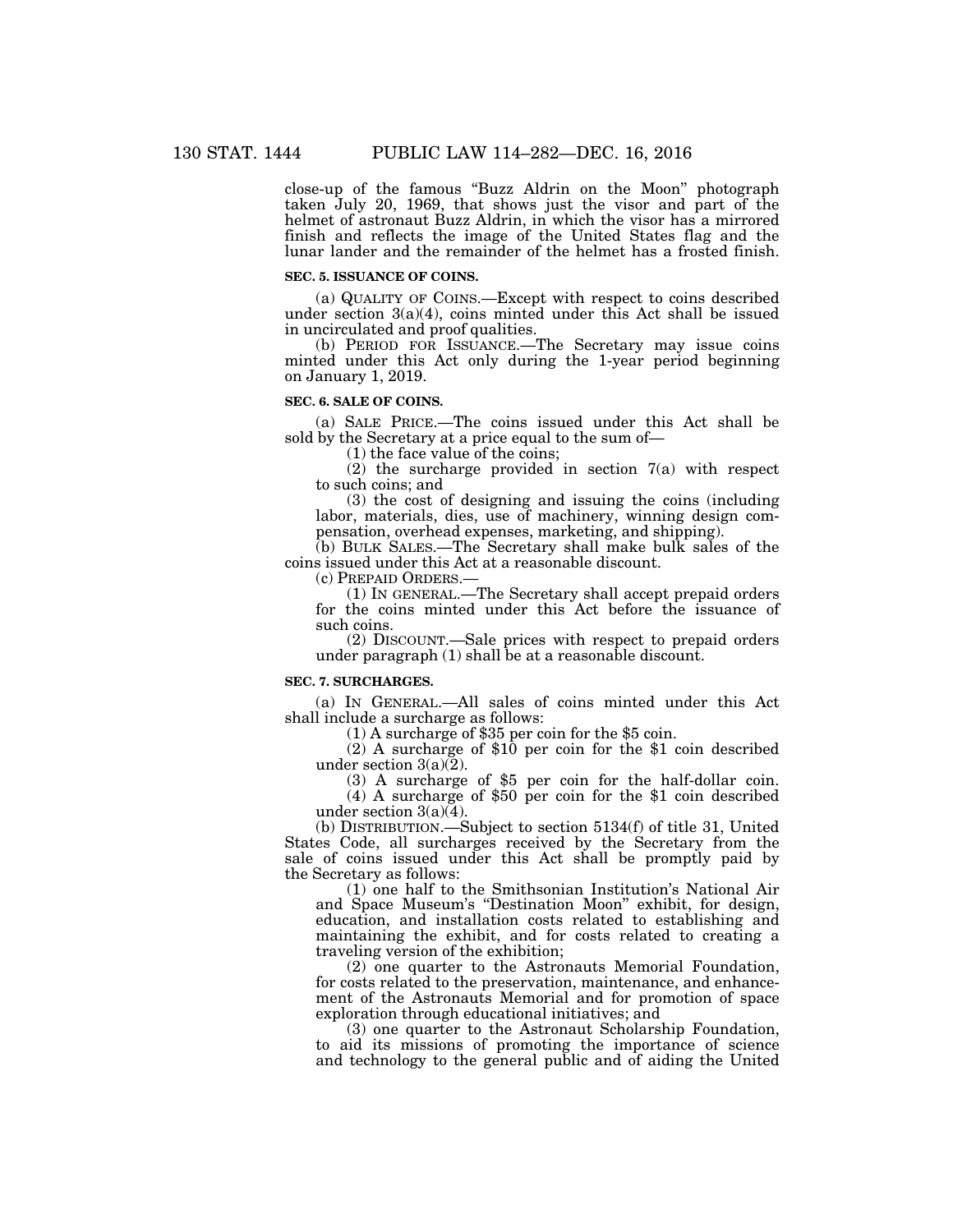close-up of the famous "Buzz Aldrin on the Moon" photograph taken July 20, 1969, that shows just the visor and part of the helmet of astronaut Buzz Aldrin, in which the visor has a mirrored finish and reflects the image of the United States flag and the lunar lander and the remainder of the helmet has a frosted finish.

### SEC. 5. ISSUANCE OF COINS.

(a) QUALITY OF COINS.—Except with respect to coins described under section 3(a)(4), coins minted under this Act shall be issued in uncirculated and proof qualities.

(b) PERIOD FOR ISSUANCE.—The Secretary may issue coins minted under this Act only during the 1-year period beginning on January 1, 2019.

### SEC. 6. SALE OF COINS.

(a) SALE PRICE.—The coins issued under this Act shall be sold by the Secretary at a price equal to the sum of—

(1) the face value of the coins;

(2) the surcharge provided in section 7(a) with respect to such coins; and

(3) the cost of designing and issuing the coins (including labor, materials, dies, use of machinery, winning design compensation, overhead expenses, marketing, and shipping).

(b) BULK SALES.—The Secretary shall make bulk sales of the coins issued under this Act at a reasonable discount.

(c) PREPAID ORDERS.—

(1) IN GENERAL.—The Secretary shall accept prepaid orders for the coins minted under this Act before the issuance of such coins.

(2) DISCOUNT.—Sale prices with respect to prepaid orders under paragraph (1) shall be at a reasonable discount.

### SEC. 7. SURCHARGES.

(a) IN GENERAL.—All sales of coins minted under this Act shall include a surcharge as follows:

(1) A surcharge of $35 per coin for the $5 coin.

(2) A surcharge of $10 per coin for the $1 coin described under section 3(a)(2).

(3) A surcharge of $5 per coin for the half-dollar coin.

(4) A surcharge of $50 per coin for the $1 coin described under section 3(a)(4).

(b) DISTRIBUTION.—Subject to section 5134(f) of title 31, United States Code, all surcharges received by the Secretary from the sale of coins issued under this Act shall be promptly paid by the Secretary as follows:

(1) one half to the Smithsonian Institution's National Air and Space Museum's "Destination Moon" exhibit, for design, education, and installation costs related to establishing and maintaining the exhibit, and for costs related to creating a traveling version of the exhibition;

(2) one quarter to the Astronauts Memorial Foundation, for costs related to the preservation, maintenance, and enhancement of the Astronauts Memorial and for promotion of space exploration through educational initiatives; and

(3) one quarter to the Astronaut Scholarship Foundation, to aid its missions of promoting the importance of science and technology to the general public and of aiding the United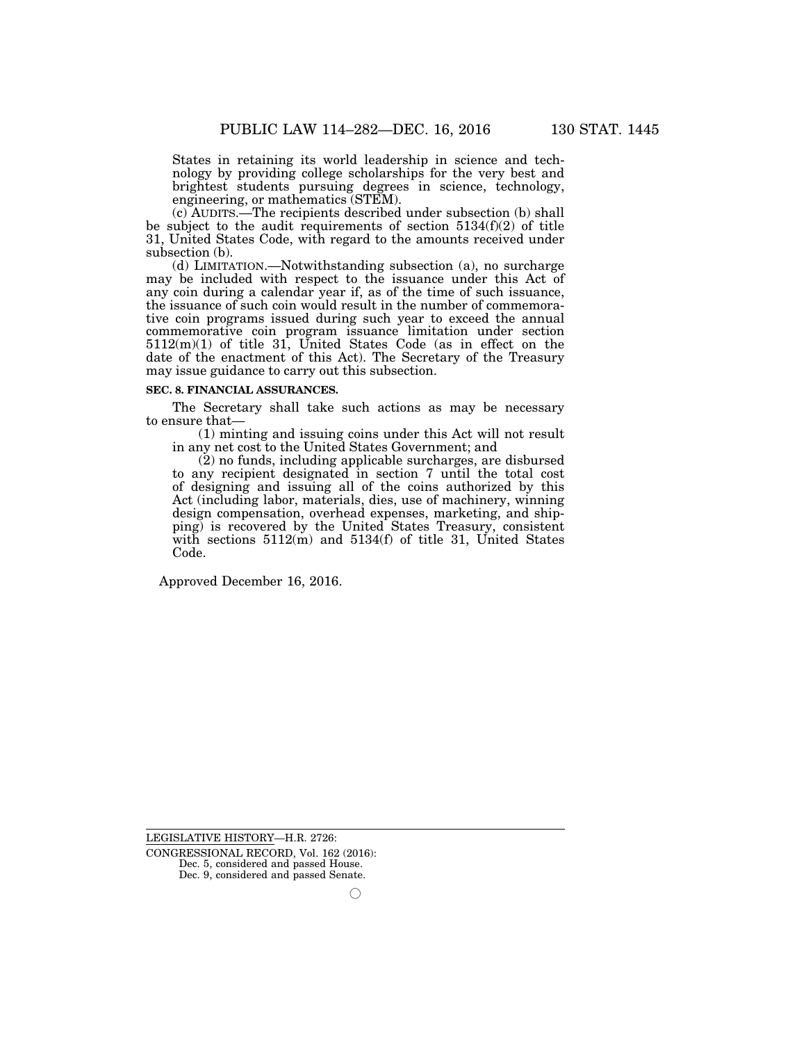States in retaining its world leadership in science and technology by providing college scholarships for the very best and brightest students pursuing degrees in science, technology, engineering, or mathematics (STEM).

(c) AUDITS.—The recipients described under subsection (b) shall be subject to the audit requirements of section 5134(f)(2) of title 31, United States Code, with regard to the amounts received under subsection (b).

(d) LIMITATION.—Notwithstanding subsection (a), no surcharge may be included with respect to the issuance under this Act of any coin during a calendar year if, as of the time of such issuance, the issuance of such coin would result in the number of commemorative coin programs issued during such year to exceed the annual commemorative coin program issuance limitation under section 5112(m)(1) of title 31, United States Code (as in effect on the date of the enactment of this Act). The Secretary of the Treasury may issue guidance to carry out this subsection.

**SEC. 8. FINANCIAL ASSURANCES.**

The Secretary shall take such actions as may be necessary to ensure that—

(1) minting and issuing coins under this Act will not result in any net cost to the United States Government; and

(2) no funds, including applicable surcharges, are disbursed to any recipient designated in section 7 until the total cost of designing and issuing all of the coins authorized by this Act (including labor, materials, dies, use of machinery, winning design compensation, overhead expenses, marketing, and shipping) is recovered by the United States Treasury, consistent with sections 5112(m) and 5134(f) of title 31, United States Code.

Approved December 16, 2016.

LEGISLATIVE HISTORY—H.R. 2726:

CONGRESSIONAL RECORD, Vol. 162 (2016):

Dec. 5, considered and passed House.

Dec. 9, considered and passed Senate.